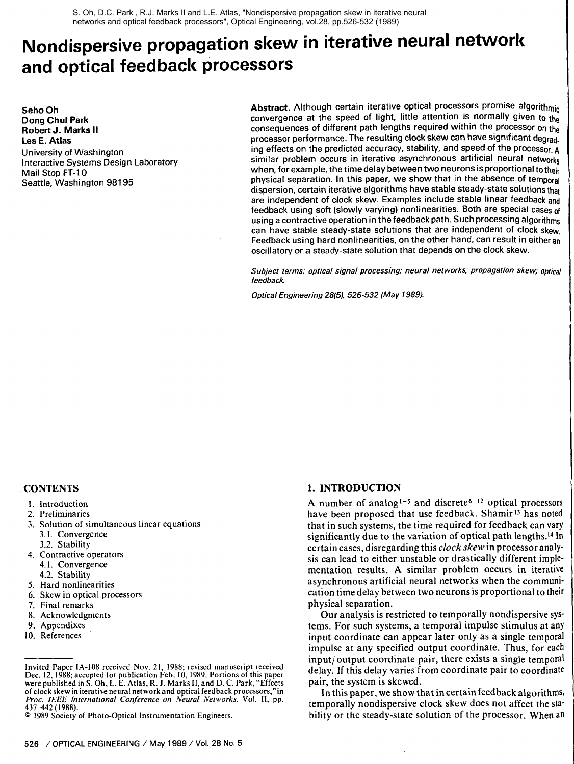S. Oh, D.C. Park , R.J. Marks II and L.E. Atlas, "Nondispersive propagation skew in iterative neural networks and optical feedback processors", Optical Engineering, vol.28, pp.526-532 (1989)

# Nondispersive propagation skew in iterative neural network and optical feedback processors

**Seho Oh**
**Dong Chul Park**
**Robert J. Marks II**
**Les E. Atlas**
University of Washington
Interactive Systems Design Laboratory
Mail Stop FT-10
Seattle, Washington 98195

**Abstract.** Although certain iterative optical processors promise algorithmic convergence at the speed of light, little attention is normally given to the consequences of different path lengths required within the processor on the processor performance. The resulting clock skew can have significant degrading effects on the predicted accuracy, stability, and speed of the processor. A similar problem occurs in iterative asynchronous artificial neural networks when, for example, the time delay between two neurons is proportional to their physical separation. In this paper, we show that in the absence of temporal dispersion, certain iterative algorithms have stable steady-state solutions that are independent of clock skew. Examples include stable linear feedback and feedback using soft (slowly varying) nonlinearities. Both are special cases of using a contractive operation in the feedback path. Such processing algorithms can have stable steady-state solutions that are independent of clock skew. Feedback using hard nonlinearities, on the other hand, can result in either an oscillatory or a steady-state solution that depends on the clock skew.

*Subject terms: optical signal processing; neural networks; propagation skew; optical feedback.*

*Optical Engineering 28(5), 526-532 (May 1989).*

## CONTENTS

1. Introduction
2. Preliminaries
3. Solution of simultaneous linear equations
   3.1. Convergence
   3.2. Stability
4. Contractive operators
   4.1. Convergence
   4.2. Stability
5. Hard nonlinearities
6. Skew in optical processors
7. Final remarks
8. Acknowledgments
9. Appendixes
10. References

Invited Paper IA-108 received Nov. 21, 1988; revised manuscript received Dec. 12, 1988; accepted for publication Feb. 10, 1989. Portions of this paper were published in S. Oh, L. E. Atlas, R. J. Marks II, and D. C. Park, "Effects of clock skew in iterative neural network and optical feedback processors," in *Proc. IEEE International Conference on Neural Networks*, Vol. II, pp. 437-442 (1988).
© 1989 Society of Photo-Optical Instrumentation Engineers.

## 1. INTRODUCTION

A number of analog[1-5] and discrete[6-12] optical processors have been proposed that use feedback. Shamir[13] has noted that in such systems, the time required for feedback can vary significantly due to the variation of optical path lengths.[14] In certain cases, disregarding this *clock skew* in processor analysis can lead to either unstable or drastically different implementation results. A similar problem occurs in iterative asynchronous artificial neural networks when the communication time delay between two neurons is proportional to their physical separation.

Our analysis is restricted to temporally nondispersive systems. For such systems, a temporal impulse stimulus at any input coordinate can appear later only as a single temporal impulse at any specified output coordinate. Thus, for each input/output coordinate pair, there exists a single temporal delay. If this delay varies from coordinate pair to coordinate pair, the system is skewed.

In this paper, we show that in certain feedback algorithms, temporally nondispersive clock skew does not affect the stability or the steady-state solution of the processor. When an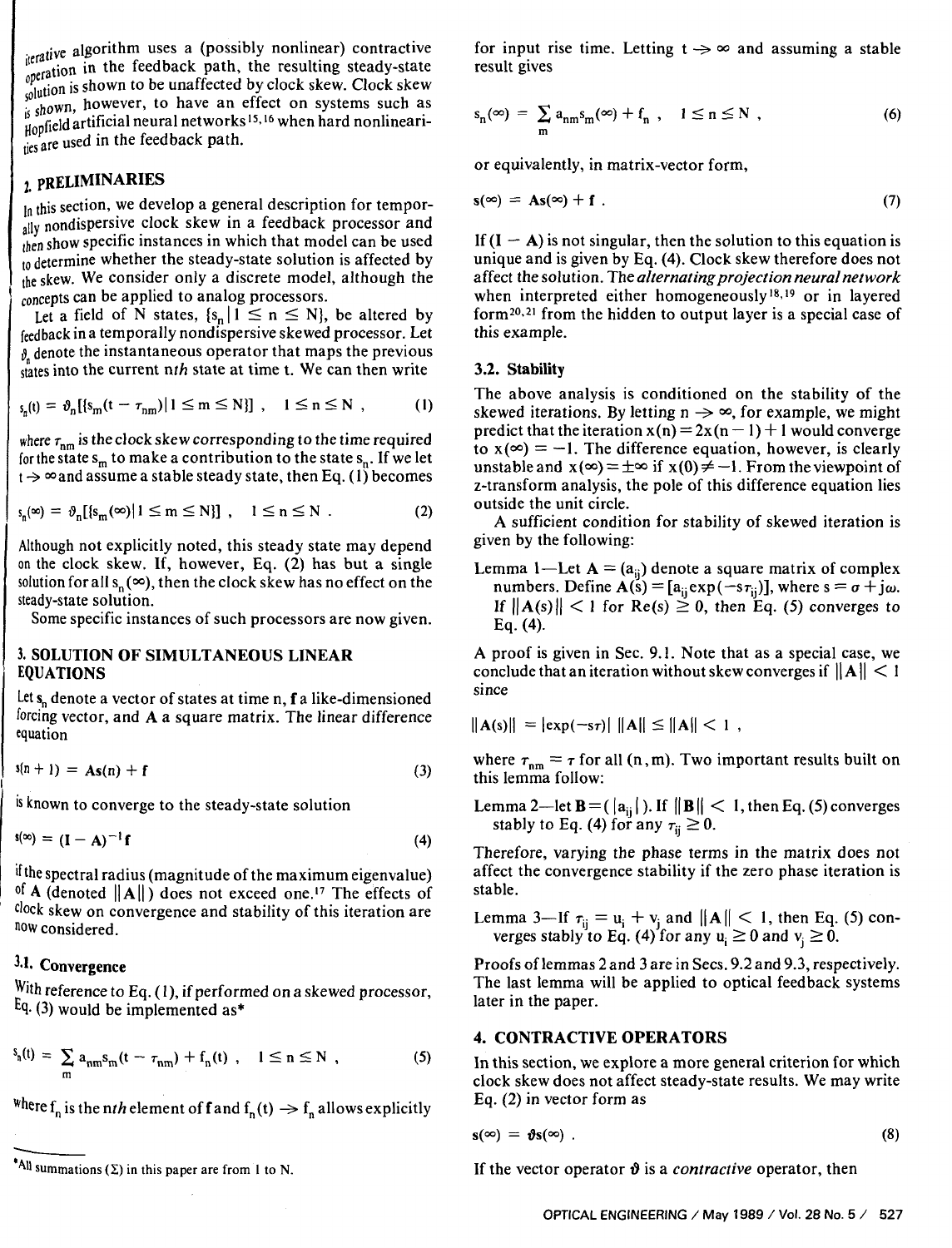iterative algorithm uses a (possibly nonlinear) contractive operation in the feedback path, the resulting steady-state solution is shown to be unaffected by clock skew. Clock skew is shown, however, to have an effect on systems such as Hopfield artificial neural networks[15,16] when hard nonlinearities are used in the feedback path.

## 2. PRELIMINARIES

In this section, we develop a general description for temporally nondispersive clock skew in a feedback processor and then show specific instances in which that model can be used to determine whether the steady-state solution is affected by the skew. We consider only a discrete model, although the concepts can be applied to analog processors.

Let a field of N states, $\{s_n | 1 \leq n \leq N\}$, be altered by feedback in a temporally nondispersive skewed processor. Let $\vartheta_n$ denote the instantaneous operator that maps the previous states into the current $n$th state at time t. We can then write

$$s_n(t) = \vartheta_n[\{s_m(t - \tau_{nm}) | 1 \leq m \leq N\}] \ , \quad 1 \leq n \leq N \ , \tag{1}$$

where $\tau_{nm}$ is the clock skew corresponding to the time required for the state $s_m$ to make a contribution to the state $s_n$. If we let $t \to \infty$ and assume a stable steady state, then Eq. (1) becomes

$$s_n(\infty) = \vartheta_n[\{s_m(\infty) | 1 \leq m \leq N\}] \ , \quad 1 \leq n \leq N \ . \tag{2}$$

Although not explicitly noted, this steady state may depend on the clock skew. If, however, Eq. (2) has but a single solution for all $s_n(\infty)$, then the clock skew has no effect on the steady-state solution.

Some specific instances of such processors are now given.

## 3. SOLUTION OF SIMULTANEOUS LINEAR EQUATIONS

Let $\mathbf{s}_n$ denote a vector of states at time n, $\mathbf{f}$ a like-dimensioned forcing vector, and $\mathbf{A}$ a square matrix. The linear difference equation

$$\mathbf{s}(n+1) = \mathbf{A}\mathbf{s}(n) + \mathbf{f} \tag{3}$$

is known to converge to the steady-state solution

$$\mathbf{s}(\infty) = (\mathbf{I} - \mathbf{A})^{-1}\mathbf{f} \tag{4}$$

if the spectral radius (magnitude of the maximum eigenvalue) of $\mathbf{A}$ (denoted $\|\mathbf{A}\|$) does not exceed one.[17] The effects of clock skew on convergence and stability of this iteration are now considered.

### 3.1. Convergence

With reference to Eq. (1), if performed on a skewed processor, Eq. (3) would be implemented as*

$$s_n(t) = \sum_m a_{nm} s_m(t - \tau_{nm}) + f_n(t) \ , \quad 1 \leq n \leq N \ , \tag{5}$$

where $f_n$ is the $n$th element of $\mathbf{f}$ and $f_n(t) \to f_n$ allows explicitly for input rise time. Letting $t \to \infty$ and assuming a stable result gives

$$s_n(\infty) = \sum_m a_{nm} s_m(\infty) + f_n \ , \quad 1 \leq n \leq N \ , \tag{6}$$

or equivalently, in matrix-vector form,

$$\mathbf{s}(\infty) = \mathbf{A}\mathbf{s}(\infty) + \mathbf{f} \ . \tag{7}$$

If $(\mathbf{I} - \mathbf{A})$ is not singular, then the solution to this equation is unique and is given by Eq. (4). Clock skew therefore does not affect the solution. The *alternating projection neural network* when interpreted either homogeneously[18,19] or in layered form[20,21] from the hidden to output layer is a special case of this example.

### 3.2. Stability

The above analysis is conditioned on the stability of the skewed iterations. By letting $n \to \infty$, for example, we might predict that the iteration $x(n) = 2x(n-1) + 1$ would converge to $x(\infty) = -1$. The difference equation, however, is clearly unstable and $x(\infty) = \pm\infty$ if $x(0) \neq -1$. From the viewpoint of z-transform analysis, the pole of this difference equation lies outside the unit circle.

A sufficient condition for stability of skewed iteration is given by the following:

Lemma 1—Let $\mathbf{A} = (a_{ij})$ denote a square matrix of complex numbers. Define $\mathbf{A}(s) = [a_{ij}\exp(-s\tau_{ij})]$, where $s = \sigma + j\omega$. If $\|\mathbf{A}(s)\| < 1$ for $\mathrm{Re}(s) \geq 0$, then Eq. (5) converges to Eq. (4).

A proof is given in Sec. 9.1. Note that as a special case, we conclude that an iteration without skew converges if $\|\mathbf{A}\| < 1$ since

$$\|\mathbf{A}(s)\| = |\exp(-s\tau)| \ \|\mathbf{A}\| \leq \|\mathbf{A}\| < 1 \ ,$$

where $\tau_{nm} = \tau$ for all $(n, m)$. Two important results built on this lemma follow:

Lemma 2—let $\mathbf{B} = (|a_{ij}|)$. If $\|\mathbf{B}\| < 1$, then Eq. (5) converges stably to Eq. (4) for any $\tau_{ij} \geq 0$.

Therefore, varying the phase terms in the matrix does not affect the convergence stability if the zero phase iteration is stable.

Lemma 3—If $\tau_{ij} = u_i + v_j$ and $\|\mathbf{A}\| < 1$, then Eq. (5) converges stably to Eq. (4) for any $u_i \geq 0$ and $v_j \geq 0$.

Proofs of lemmas 2 and 3 are in Secs. 9.2 and 9.3, respectively. The last lemma will be applied to optical feedback systems later in the paper.

## 4. CONTRACTIVE OPERATORS

In this section, we explore a more general criterion for which clock skew does not affect steady-state results. We may write Eq. (2) in vector form as

$$\mathbf{s}(\infty) = \vartheta\mathbf{s}(\infty) \ . \tag{8}$$

If the vector operator $\vartheta$ is a *contractive* operator, then

*All summations ($\Sigma$) in this paper are from 1 to N.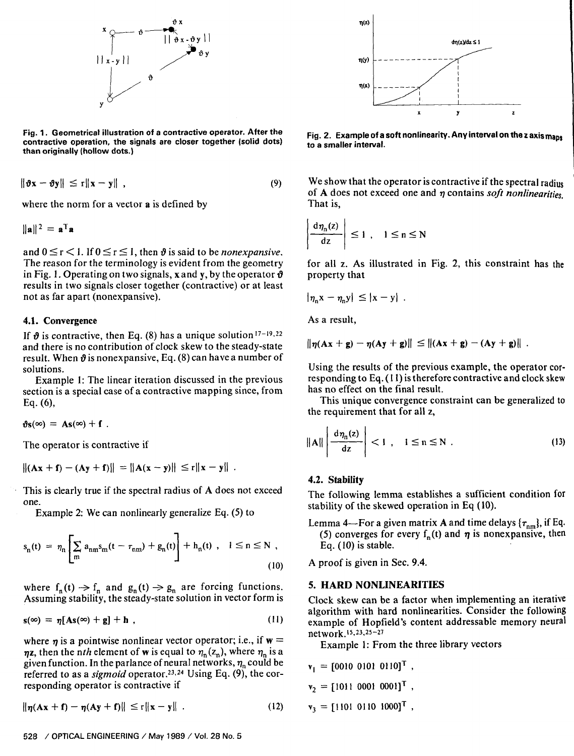Fig. 1. Geometrical illustration of a contractive operator. After the contractive operation, the signals are closer together (solid dots) than originally (hollow dots.)

$$\|\vartheta x - \vartheta y\| \le r\|x - y\| , \tag{9}$$

where the norm for a vector $\mathbf{a}$ is defined by

$$\|\mathbf{a}\|^2 = \mathbf{a}^T\mathbf{a}$$

and $0 \le r < 1$. If $0 \le r \le 1$, then $\vartheta$ is said to be *nonexpansive*. The reason for the terminology is evident from the geometry in Fig. 1. Operating on two signals, $\mathbf{x}$ and $\mathbf{y}$, by the operator $\vartheta$ results in two signals closer together (contractive) or at least not as far apart (nonexpansive).

### 4.1. Convergence

If $\vartheta$ is contractive, then Eq. (8) has a unique solution[17-19,22] and there is no contribution of clock skew to the steady-state result. When $\vartheta$ is nonexpansive, Eq. (8) can have a number of solutions.

Example 1: The linear iteration discussed in the previous section is a special case of a contractive mapping since, from Eq. (6),

$$\vartheta \mathbf{s}(\infty) = \mathbf{A}\mathbf{s}(\infty) + \mathbf{f} .$$

The operator is contractive if

$$\|(\mathbf{A}\mathbf{x} + \mathbf{f}) - (\mathbf{A}\mathbf{y} + \mathbf{f})\| = \|\mathbf{A}(\mathbf{x} - \mathbf{y})\| \le r\|\mathbf{x} - \mathbf{y}\| .$$

This is clearly true if the spectral radius of $\mathbf{A}$ does not exceed one.

Example 2: We can nonlinearly generalize Eq. (5) to

$$s_n(t) = \eta_n\left[\sum_m a_{nm}s_m(t - \tau_{nm}) + g_n(t)\right] + h_n(t) , \quad 1 \le n \le N , \tag{10}$$

where $f_n(t) \to f_n$ and $g_n(t) \to g_n$ are forcing functions. Assuming stability, the steady-state solution in vector form is

$$\mathbf{s}(\infty) = \eta[\mathbf{A}\mathbf{s}(\infty) + \mathbf{g}] + \mathbf{h} , \tag{11}$$

where $\eta$ is a pointwise nonlinear vector operator; i.e., if $\mathbf{w} = \eta\mathbf{z}$, then the $n$th element of $\mathbf{w}$ is equal to $\eta_n(z_n)$, where $\eta_n$ is a given function. In the parlance of neural networks, $\eta_n$ could be referred to as a *sigmoid* operator.[23,24] Using Eq. (9), the corresponding operator is contractive if

$$\|\eta(\mathbf{A}\mathbf{x} + \mathbf{f}) - \eta(\mathbf{A}\mathbf{y} + \mathbf{f})\| \le r\|\mathbf{x} - \mathbf{y}\| . \tag{12}$$

Fig. 2. Example of a soft nonlinearity. Any interval on the z axis maps to a smaller interval.

We show that the operator is contractive if the spectral radius of $\mathbf{A}$ does not exceed one and $\eta$ contains *soft nonlinearities*. That is,

$$\left|\frac{d\eta_n(z)}{dz}\right| \le 1 , \quad 1 \le n \le N$$

for all z. As illustrated in Fig. 2, this constraint has the property that

$$|\eta_n x - \eta_n y| \le |x - y| .$$

As a result,

$$\|\eta(\mathbf{A}\mathbf{x} + \mathbf{g}) - \eta(\mathbf{A}\mathbf{y} + \mathbf{g})\| \le \|(\mathbf{A}\mathbf{x} + \mathbf{g}) - (\mathbf{A}\mathbf{y} + \mathbf{g})\| .$$

Using the results of the previous example, the operator corresponding to Eq. (11) is therefore contractive and clock skew has no effect on the final result.

This unique convergence constraint can be generalized to the requirement that for all z,

$$\|\mathbf{A}\|\left|\frac{d\eta_n(z)}{dz}\right| < 1 , \quad 1 \le n \le N . \tag{13}$$

### 4.2. Stability

The following lemma establishes a sufficient condition for stability of the skewed operation in Eq (10).

Lemma 4—For a given matrix $\mathbf{A}$ and time delays $\{\tau_{nm}\}$, if Eq. (5) converges for every $f_n(t)$ and $\eta$ is nonexpansive, then Eq. (10) is stable.

A proof is given in Sec. 9.4.

## 5. HARD NONLINEARITIES

Clock skew can be a factor when implementing an iterative algorithm with hard nonlinearities. Consider the following example of Hopfield's content addressable memory neural network.[15,23,25-27]

Example 1: From the three library vectors

$$\mathbf{v}_1 = [0010\ 0101\ 0110]^T ,$$

$$\mathbf{v}_2 = [1011\ 0001\ 0001]^T ,$$

$$\mathbf{v}_3 = [1101\ 0110\ 1000]^T ,$$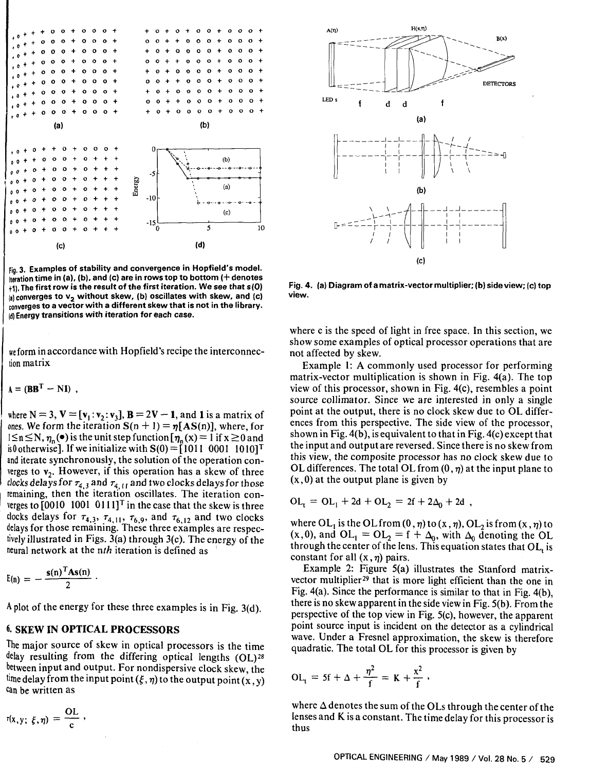Fig. 3. Examples of stability and convergence in Hopfield's model. Iteration time in (a), (b), and (c) are in rows top to bottom (+ denotes +1). The first row is the result of the first iteration. We see that s(0) (a) converges to $v_2$ without skew, (b) oscillates with skew, and (c) converges to a vector with a different skew that is not in the library. (d) Energy transitions with iteration for each case.

we form in accordance with Hopfield's recipe the interconnection matrix

$$A = (BB^T - NI) ,$$

where $N = 3$, $V = [v_1 : v_2 : v_3]$, $B = 2V - 1$, and $1$ is a matrix of ones. We form the iteration $S(n + 1) = \eta[AS(n)]$, where, for $1 \leq n \leq N$, $\eta_n(\bullet)$ is the unit step function [$\eta_n(x) = 1$ if $x \geq 0$ and is 0 otherwise]. If we initialize with $S(0) = [1011\ 0001\ 1010]^T$ and iterate synchronously, the solution of the operation converges to $v_2$. However, if this operation has a skew of three clocks delays for $\tau_{4,3}$ and $\tau_{4,11}$ and two clocks delays for those remaining, then the iteration oscillates. The iteration converges to $[0010\ 1001\ 0111]^T$ in the case that the skew is three clocks delays for $\tau_{4,3}$, $\tau_{4,11}$, $\tau_{6,9}$, and $\tau_{6,12}$ and two clocks delays for those remaining. These three examples are respectively illustrated in Figs. 3(a) through 3(c). The energy of the neural network at the $nth$ iteration is defined as

$$E(n) = -\frac{s(n)^T As(n)}{2} .$$

A plot of the energy for these three examples is in Fig. 3(d).

## 6. SKEW IN OPTICAL PROCESSORS

The major source of skew in optical processors is the time delay resulting from the differing optical lengths (OL)[28] between input and output. For nondispersive clock skew, the time delay from the input point $(\xi, \eta)$ to the output point $(x, y)$ can be written as

$$\tau(x,y;\ \xi,\eta) = \frac{OL}{c} ,$$

Fig. 4. (a) Diagram of a matrix-vector multiplier; (b) side view; (c) top view.

where c is the speed of light in free space. In this section, we show some examples of optical processor operations that are not affected by skew.

Example 1: A commonly used processor for performing matrix-vector multiplication is shown in Fig. 4(a). The top view of this processor, shown in Fig. 4(c), resembles a point source collimator. Since we are interested in only a single point at the output, there is no clock skew due to OL differences from this perspective. The side view of the processor, shown in Fig. 4(b), is equivalent to that in Fig. 4(c) except that the input and output are reversed. Since there is no skew from this view, the composite processor has no clock skew due to OL differences. The total OL from $(0, \eta)$ at the input plane to $(x, 0)$ at the output plane is given by

$$OL_t = OL_1 + 2d + OL_2 = 2f + 2\Delta_0 + 2d ,$$

where $OL_1$ is the OL from $(0, \eta)$ to $(x, \eta)$, $OL_2$ is from $(x, \eta)$ to $(x, 0)$, and $OL_1 = OL_2 = f + \Delta_0$, with $\Delta_0$ denoting the OL through the center of the lens. This equation states that $OL_t$ is constant for all $(x, \eta)$ pairs.

Example 2: Figure 5(a) illustrates the Stanford matrix-vector multiplier[29] that is more light efficient than the one in Fig. 4(a). Since the performance is similar to that in Fig. 4(b), there is no skew apparent in the side view in Fig. 5(b). From the perspective of the top view in Fig. 5(c), however, the apparent point source input is incident on the detector as a cylindrical wave. Under a Fresnel approximation, the skew is therefore quadratic. The total OL for this processor is given by

$$OL_t = 5f + \Delta + \frac{\eta^2}{f} = K + \frac{x^2}{f} ,$$

where $\Delta$ denotes the sum of the OLs through the center of the lenses and K is a constant. The time delay for this processor is thus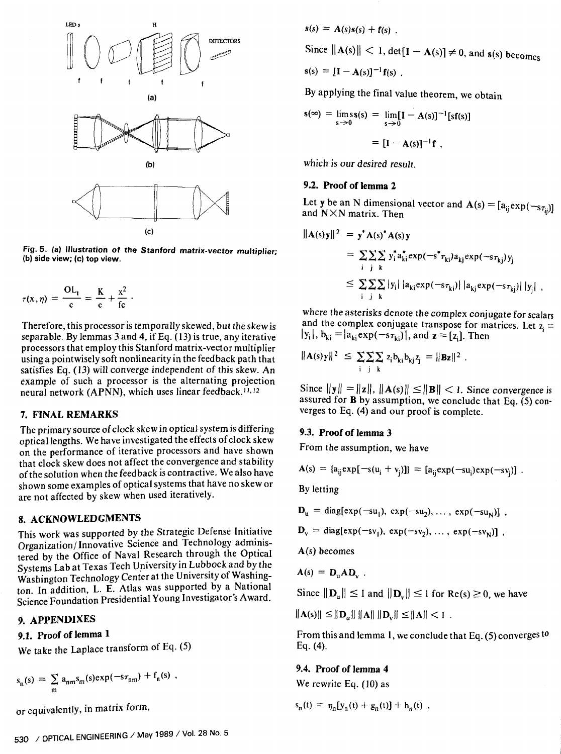Fig. 5. (a) Illustration of the Stanford matrix-vector multiplier; (b) side view; (c) top view.

$$\tau(x,\eta) = \frac{OL_t}{c} = \frac{K}{c} + \frac{x^2}{fc} .$$

Therefore, this processor is temporally skewed, but the skew is separable. By lemmas 3 and 4, if Eq. (13) is true, any iterative processors that employ this Stanford matrix-vector multiplier using a pointwisely soft nonlinearity in the feedback path that satisfies Eq. (13) will converge independent of this skew. An example of such a processor is the alternating projection neural network (APNN), which uses linear feedback.[11,12]

## 7. FINAL REMARKS

The primary source of clock skew in optical system is differing optical lengths. We have investigated the effects of clock skew on the performance of iterative processors and have shown that clock skew does not affect the convergence and stability of the solution when the feedback is contractive. We also have shown some examples of optical systems that have no skew or are not affected by skew when used iteratively.

## 8. ACKNOWLEDGMENTS

This work was supported by the Strategic Defense Initiative Organization/Innovative Science and Technology administered by the Office of Naval Research through the Optical Systems Lab at Texas Tech University in Lubbock and by the Washington Technology Center at the University of Washington. In addition, L. E. Atlas was supported by a National Science Foundation Presidential Young Investigator's Award.

## 9. APPENDIXES

### 9.1. Proof of lemma 1

We take the Laplace transform of Eq. (5)

$$s_n(s) = \sum_m a_{nm} s_m(s) \exp(-s\tau_{nm}) + f_n(s) ,$$

or equivalently, in matrix form,

$$s(s) = A(s)s(s) + f(s) .$$

Since $\|A(s)\| < 1$, $\det[I - A(s)] \neq 0$, and $s(s)$ becomes

$$s(s) = [I - A(s)]^{-1} f(s) .$$

By applying the final value theorem, we obtain

$$s(\infty) = \lim_{s\to 0} s s(s) = \lim_{s\to 0} [I - A(s)]^{-1} [sf(s)]$$

$$= [I - A(s)]^{-1} f ,$$

which is our desired result.

### 9.2. Proof of lemma 2

Let $y$ be an N dimensional vector and $A(s) = [a_{ij}\exp(-s\tau_{ij})]$ and $N \times N$ matrix. Then

$$\|A(s)y\|^2 = y^* A(s)^* A(s) y$$

$$= \sum_i \sum_j \sum_k y_i^* a_{ki}^* \exp(-s^*\tau_{ki}) a_{kj} \exp(-s\tau_{kj}) y_j$$

$$\leq \sum_i \sum_j \sum_k |y_i| \, |a_{ki}\exp(-s\tau_{ki})| \, |a_{kj}\exp(-s\tau_{kj})| \, |y_j| ,$$

where the asterisks denote the complex conjugate for scalars and the complex conjugate transpose for matrices. Let $z_i = |y_i|$, $b_{ki} = |a_{ki}\exp(-s\tau_{ki})|$, and $z = [z_i]$. Then

$$\|A(s)y\|^2 \leq \sum_i \sum_j z_i b_{ki} b_{kj} z_j = \|Bz\|^2 .$$

Since $\|y\| = \|z\|$, $\|A(s)\| \leq \|B\| < 1$. Since convergence is assured for $B$ by assumption, we conclude that Eq. (5) converges to Eq. (4) and our proof is complete.

### 9.3. Proof of lemma 3

From the assumption, we have

$$A(s) = \{a_{ij}\exp[-s(u_i + v_j)]\} = [a_{ij}\exp(-su_i)\exp(-sv_j)] .$$

By letting

$$D_u = \text{diag}[\exp(-su_1), \exp(-su_2), \ldots, \exp(-su_N)] ,$$

$$D_v = \text{diag}[\exp(-sv_1), \exp(-sv_2), \ldots, \exp(-sv_N)] ,$$

$A(s)$ becomes

$$A(s) = D_u A D_v .$$

Since $\|D_u\| \leq 1$ and $\|D_v\| \leq 1$ for $\text{Re}(s) \geq 0$, we have

$$\|A(s)\| \leq \|D_u\| \, \|A\| \, \|D_v\| \leq \|A\| < 1 .$$

From this and lemma 1, we conclude that Eq. (5) converges to Eq. (4).

### 9.4. Proof of lemma 4

We rewrite Eq. (10) as

$$s_n(t) = \eta_n[y_n(t) + g_n(t)] + h_n(t) ,$$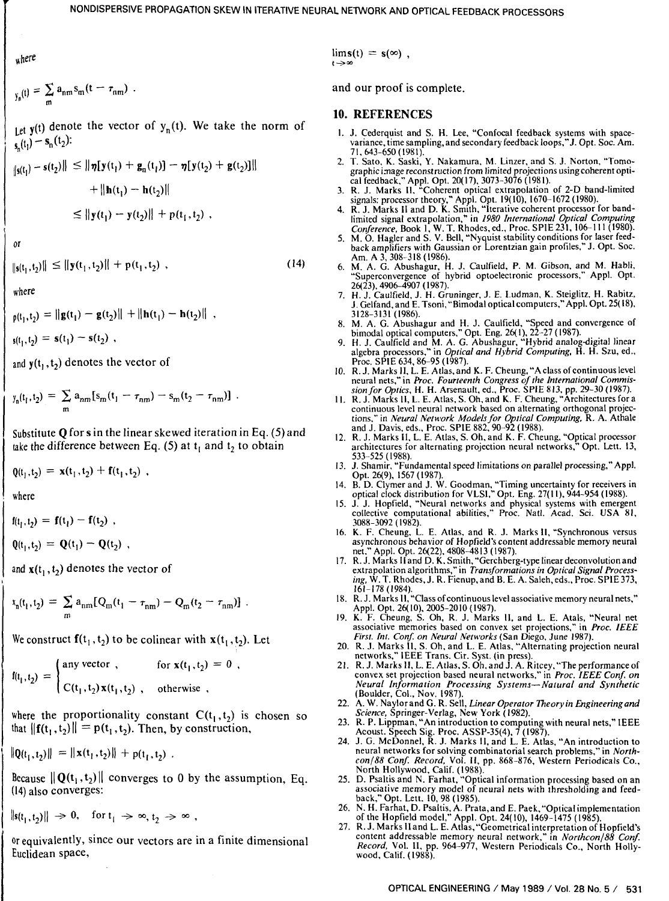where

$$y_n(t) = \sum_m a_{nm} s_m(t - \tau_{nm}) .$$

Let $\mathbf{y}(t)$ denote the vector of $y_n(t)$. We take the norm of $s_n(t_1) - s_n(t_2)$:

$$\|\mathbf{s}(t_1) - \mathbf{s}(t_2)\| \leq \|\eta[\mathbf{y}(t_1) + \mathbf{g}_n(t_1)] - \eta[\mathbf{y}(t_2) + \mathbf{g}(t_2)]\|$$

$$+ \|\mathbf{h}(t_1) - \mathbf{h}(t_2)\|$$

$$\leq \|\mathbf{y}(t_1) - \mathbf{y}(t_2)\| + p(t_1, t_2) ,$$

or

$$\|\mathbf{s}(t_1, t_2)\| \leq \|\mathbf{y}(t_1, t_2)\| + p(t_1, t_2) , \tag{14}$$

where

$$p(t_1, t_2) = \|\mathbf{g}(t_1) - \mathbf{g}(t_2)\| + \|\mathbf{h}(t_1) - \mathbf{h}(t_2)\| ,$$

$$\mathbf{s}(t_1, t_2) = \mathbf{s}(t_1) - \mathbf{s}(t_2) ,$$

and $\mathbf{y}(t_1, t_2)$ denotes the vector of

$$y_n(t_1, t_2) = \sum_m a_{nm}[s_m(t_1 - \tau_{nm}) - s_m(t_2 - \tau_{nm})] .$$

Substitute $\mathbf{Q}$ for $\mathbf{s}$ in the linear skewed iteration in Eq. (5) and take the difference between Eq. (5) at $t_1$ and $t_2$ to obtain

$$\mathbf{Q}(t_1, t_2) = \mathbf{x}(t_1, t_2) + \mathbf{f}(t_1, t_2) ,$$

where

$$\mathbf{f}(t_1, t_2) = \mathbf{f}(t_1) - \mathbf{f}(t_2) ,$$

$$\mathbf{Q}(t_1, t_2) = \mathbf{Q}(t_1) - \mathbf{Q}(t_2) ,$$

and $\mathbf{x}(t_1, t_2)$ denotes the vector of

$$x_n(t_1, t_2) = \sum_m a_{nm}[Q_m(t_1 - \tau_{nm}) - Q_m(t_2 - \tau_{nm})] .$$

We construct $\mathbf{f}(t_1, t_2)$ to be colinear with $\mathbf{x}(t_1, t_2)$. Let

$$\mathbf{f}(t_1, t_2) = \begin{cases} \text{any vector} , & \text{for } \mathbf{x}(t_1, t_2) = 0 , \\ C(t_1, t_2)\mathbf{x}(t_1, t_2) , & \text{otherwise} , \end{cases}$$

where the proportionality constant $C(t_1, t_2)$ is chosen so that $\|\mathbf{f}(t_1, t_2)\| = p(t_1, t_2)$. Then, by construction,

$$\|\mathbf{Q}(t_1, t_2)\| = \|\mathbf{x}(t_1, t_2)\| + p(t_1, t_2) .$$

Because $\|\mathbf{Q}(t_1, t_2)\|$ converges to 0 by the assumption, Eq. (14) also converges:

$$\|\mathbf{s}(t_1, t_2)\| \to 0, \quad \text{for } t_1 \to \infty, t_2 \to \infty ,$$

or equivalently, since our vectors are in a finite dimensional Euclidean space,

$$\lim_{t \to \infty} \mathbf{s}(t) = \mathbf{s}(\infty) ,$$

and our proof is complete.

## 10. REFERENCES

1. J. Cederquist and S. H. Lee, "Confocal feedback systems with space-variance, time sampling, and secondary feedback loops," J. Opt. Soc. Am. 71, 643–650 (1981).
2. T. Sato, K. Saski, Y. Nakamura, M. Linzer, and S. J. Norton, "Tomographic image reconstruction from limited projections using coherent optical feedback," Appl. Opt. 20(17), 3073–3076 (1981).
3. R. J. Marks II, "Coherent optical extrapolation of 2-D band-limited signals: processor theory," Appl. Opt. 19(10), 1670–1672 (1980).
4. R. J. Marks II and D. K. Smith, "Iterative coherent processor for band-limited signal extrapolation," in *1980 International Optical Computing Conference*, Book I, W. T. Rhodes, ed., Proc. SPIE 231, 106–111 (1980).
5. M. O. Hagler and S. V. Bell, "Nyquist stability conditions for laser feedback amplifiers with Gaussian or Lorentzian gain profiles," J. Opt. Soc. Am. A 3, 308–318 (1986).
6. M. A. G. Abushagur, H. J. Caulfield, P. M. Gibson, and M. Habli, "Superconvergence of hybrid optoelectronic processors," Appl. Opt. 26(23), 4906–4907 (1987).
7. H. J. Caulfield, J. H. Gruninger, J. E. Ludman, K. Steiglitz, H. Rabitz, J. Gelfand, and E. Tsoni, "Bimodal optical computers," Appl. Opt. 25(18), 3128–3131 (1986).
8. M. A. G. Abushagur and H. J. Caulfield, "Speed and convergence of bimodal optical computers," Opt. Eng. 26(1), 22–27 (1987).
9. H. J. Caulfield and M. A. G. Abushagur, "Hybrid analog-digital linear algebra processors," in *Optical and Hybrid Computing*, H. H. Szu, ed., Proc. SPIE 634, 86–95 (1987).
10. R. J. Marks II, L. E. Atlas, and K. F. Cheung, "A class of continuous level neural nets," in *Proc. Fourteenth Congress of the International Commission for Optics*, H. H. Arsenault, ed., Proc. SPIE 813, pp. 29–30 (1987).
11. R. J. Marks II, L. E. Atlas, S. Oh, and K. F. Cheung, "Architectures for a continuous level neural network based on alternating orthogonal projections," in *Neural Network Models for Optical Computing*, R. A. Athale and J. Davis, eds., Proc. SPIE 882, 90–92 (1988).
12. R. J. Marks II, L. E. Atlas, S. Oh, and K. F. Cheung, "Optical processor architectures for alternating projection neural networks," Opt. Lett. 13, 533–525 (1988).
13. J. Shamir, "Fundamental speed limitations on parallel processing," Appl. Opt. 26(9), 1567 (1987).
14. B. D. Clymer and J. W. Goodman, "Timing uncertainty for receivers in optical clock distribution for VLSI," Opt. Eng. 27(11), 944–954 (1988).
15. J. J. Hopfield, "Neural networks and physical systems with emergent collective computational abilities," Proc. Natl. Acad. Sci. USA 81, 3088–3092 (1982).
16. K. F. Cheung, L. E. Atlas, and R. J. Marks II, "Synchronous versus asynchronous behavior of Hopfield's content addressable memory neural net," Appl. Opt. 26(22), 4808–4813 (1987).
17. R. J. Marks II and D. K. Smith, "Gerchberg-type linear deconvolution and extrapolation algorithms," in *Transformations in Optical Signal Processing*, W. T. Rhodes, J. R. Fienup, and B. E. A. Saleh, eds., Proc. SPIE 373, 161–178 (1984).
18. R. J. Marks II, "Class of continuous level associative memory neural nets," Appl. Opt. 26(10), 2005–2010 (1987).
19. K. F. Cheung, S. Oh, R. J. Marks II, and L. E. Atals, "Neural net associative memories based on convex set projections," in *Proc. IEEE First. Int. Conf. on Neural Networks* (San Diego, June 1987).
20. R. J. Marks II, S. Oh, and L. E. Atlas, "Alternating projection neural networks," IEEE Trans. Cir. Syst. (in press).
21. R. J. Marks II, L. E. Atlas, S. Oh, and J. A. Ritcey, "The performance of convex set projection based neural networks," in *Proc. IEEE Conf. on Neural Information Processing Systems—Natural and Synthetic* (Boulder, Col., Nov. 1987).
22. A. W. Naylor and G. R. Sell, *Linear Operator Theory in Engineering and Science*, Springer-Verlag, New York (1982).
23. R. P. Lippman, "An introduction to computing with neural nets," IEEE Acoust. Speech Sig. Proc. ASSP-35(4), 7 (1987).
24. J. G. McDonnel, R. J. Marks II, and L. E. Atlas, "An introduction to neural networks for solving combinatorial search problems," in *Northcon/88 Conf. Record*, Vol. II, pp. 868–876, Western Periodicals Co., North Hollywood, Calif. (1988).
25. D. Psaltis and N. Farhat, "Optical information processing based on an associative memory model of neural nets with thresholding and feedback," Opt. Lett. 10, 98 (1985).
26. N. H. Farhat, D. Psaltis, A. Prata, and E. Paek, "Optical implementation of the Hopfield model," Appl. Opt. 24(10), 1469–1475 (1985).
27. R. J. Marks II and L. E. Atlas, "Geometrical interpretation of Hopfield's content addressable memory neural network," in *Northcon/88 Conf. Record*, Vol. II, pp. 964–977, Western Periodicals Co., North Hollywood, Calif. (1988).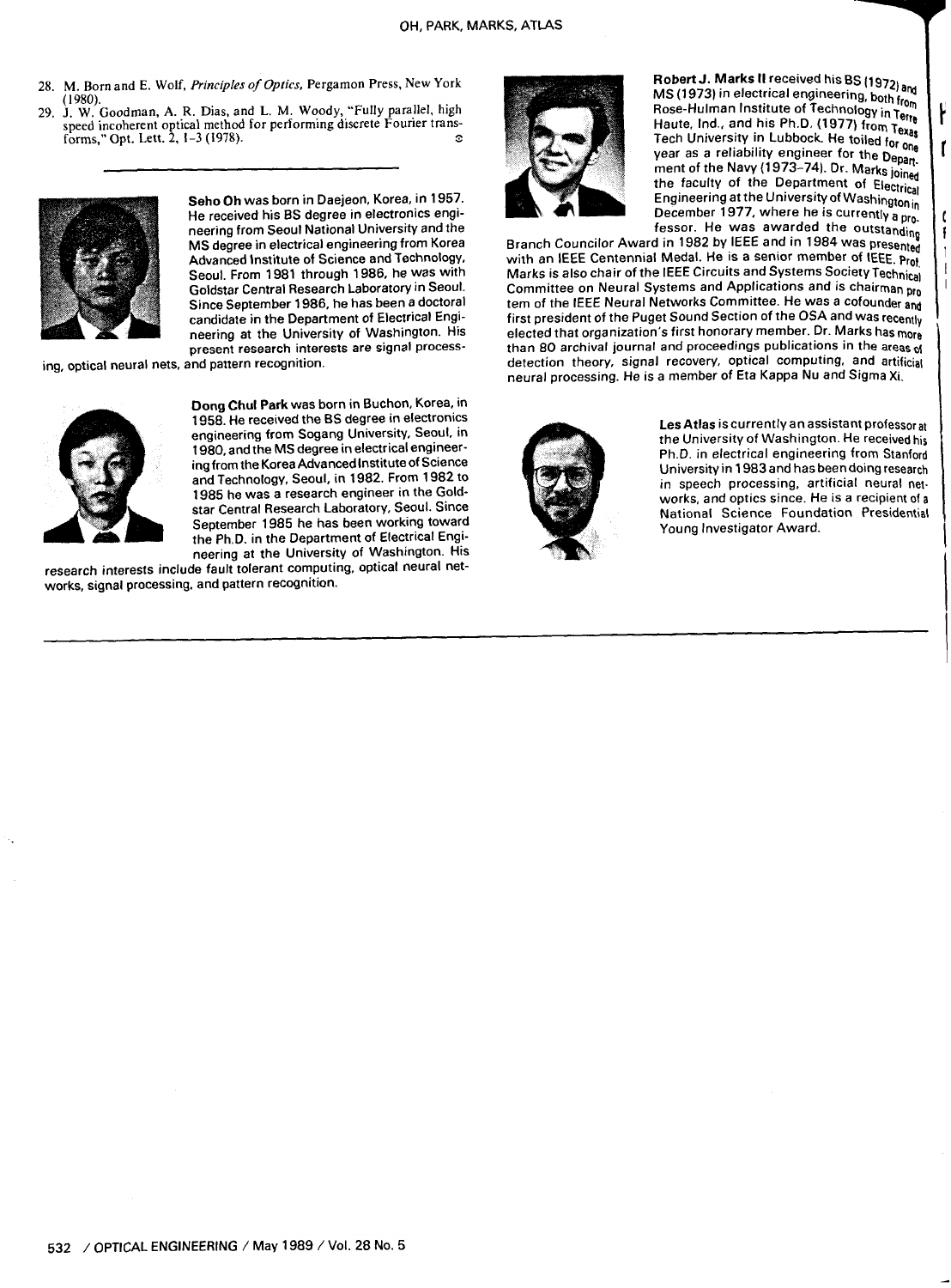28. M. Born and E. Wolf, *Principles of Optics*, Pergamon Press, New York (1980).
29. J. W. Goodman, A. R. Dias, and L. M. Woody, "Fully parallel, high speed incoherent optical method for performing discrete Fourier transforms," Opt. Lett. 2, 1-3 (1978).

---

**Seho Oh** was born in Daejeon, Korea, in 1957. He received his BS degree in electronics engineering from Seoul National University and the MS degree in electrical engineering from Korea Advanced Institute of Science and Technology, Seoul. From 1981 through 1986, he was with Goldstar Central Research Laboratory in Seoul. Since September 1986, he has been a doctoral candidate in the Department of Electrical Engineering at the University of Washington. His present research interests are signal processing, optical neural nets, and pattern recognition.

**Dong Chul Park** was born in Buchon, Korea, in 1958. He received the BS degree in electronics engineering from Sogang University, Seoul, in 1980, and the MS degree in electrical engineering from the Korea Advanced Institute of Science and Technology, Seoul, in 1982. From 1982 to 1985 he was a research engineer in the Goldstar Central Research Laboratory, Seoul. Since September 1985 he has been working toward the Ph.D. in the Department of Electrical Engineering at the University of Washington. His research interests include fault tolerant computing, optical neural networks, signal processing, and pattern recognition.

**Robert J. Marks II** received his BS (1972) and MS (1973) in electrical engineering, both from Rose-Hulman Institute of Technology in Terre Haute, Ind., and his Ph.D. (1977) from Texas Tech University in Lubbock. He toiled for one year as a reliability engineer for the Department of the Navy (1973-74). Dr. Marks joined the faculty of the Department of Electrical Engineering at the University of Washington in December 1977, where he is currently a professor. He was awarded the outstanding Branch Councilor Award in 1982 by IEEE and in 1984 was presented with an IEEE Centennial Medal. He is a senior member of IEEE. Prof. Marks is also chair of the IEEE Circuits and Systems Society Technical Committee on Neural Systems and Applications and is chairman pro tem of the IEEE Neural Networks Committee. He was a cofounder and first president of the Puget Sound Section of the OSA and was recently elected that organization's first honorary member. Dr. Marks has more than 80 archival journal and proceedings publications in the areas of detection theory, signal recovery, optical computing, and artificial neural processing. He is a member of Eta Kappa Nu and Sigma Xi.

**Les Atlas** is currently an assistant professor at the University of Washington. He received his Ph.D. in electrical engineering from Stanford University in 1983 and has been doing research in speech processing, artificial neural networks, and optics since. He is a recipient of a National Science Foundation Presidential Young Investigator Award.